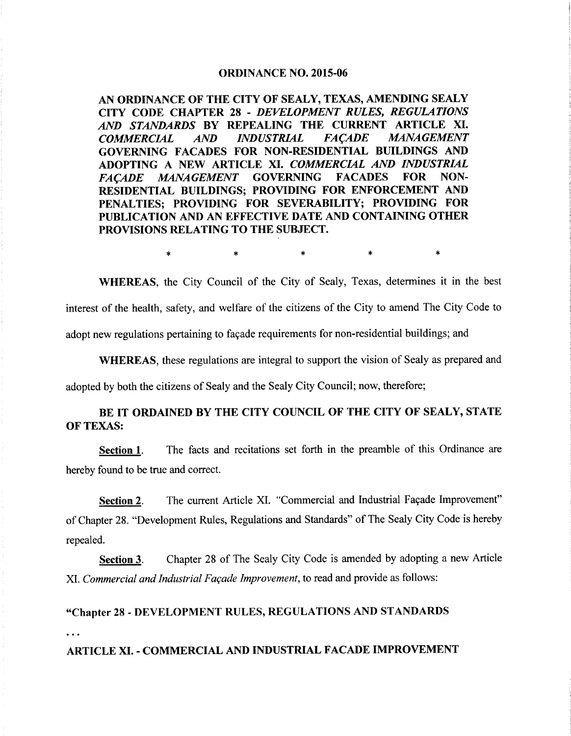# ORDINANCE NO. 2015-06

**AN ORDINANCE OF THE CITY OF SEALY, TEXAS, AMENDING SEALY CITY CODE CHAPTER 28 - *DEVELOPMENT RULES, REGULATIONS AND STANDARDS* BY REPEALING THE CURRENT ARTICLE XI. *COMMERCIAL AND INDUSTRIAL FAÇADE MANAGEMENT* GOVERNING FACADES FOR NON-RESIDENTIAL BUILDINGS AND ADOPTING A NEW ARTICLE XI. *COMMERCIAL AND INDUSTRIAL FAÇADE MANAGEMENT* GOVERNING FACADES FOR NON-RESIDENTIAL BUILDINGS; PROVIDING FOR ENFORCEMENT AND PENALTIES; PROVIDING FOR SEVERABILITY; PROVIDING FOR PUBLICATION AND AN EFFECTIVE DATE AND CONTAINING OTHER PROVISIONS RELATING TO THE SUBJECT.**

\* \* \* \* \*

**WHEREAS**, the City Council of the City of Sealy, Texas, determines it in the best interest of the health, safety, and welfare of the citizens of the City to amend The City Code to adopt new regulations pertaining to façade requirements for non-residential buildings; and

**WHEREAS**, these regulations are integral to support the vision of Sealy as prepared and adopted by both the citizens of Sealy and the Sealy City Council; now, therefore;

**BE IT ORDAINED BY THE CITY COUNCIL OF THE CITY OF SEALY, STATE OF TEXAS:**

**Section 1.** The facts and recitations set forth in the preamble of this Ordinance are hereby found to be true and correct.

**Section 2.** The current Article XI. "Commercial and Industrial Façade Improvement" of Chapter 28. "Development Rules, Regulations and Standards" of The Sealy City Code is hereby repealed.

**Section 3.** Chapter 28 of The Sealy City Code is amended by adopting a new Article XI. *Commercial and Industrial Façade Improvement*, to read and provide as follows:

**"Chapter 28 - DEVELOPMENT RULES, REGULATIONS AND STANDARDS**

...

**ARTICLE XI. - COMMERCIAL AND INDUSTRIAL FACADE IMPROVEMENT**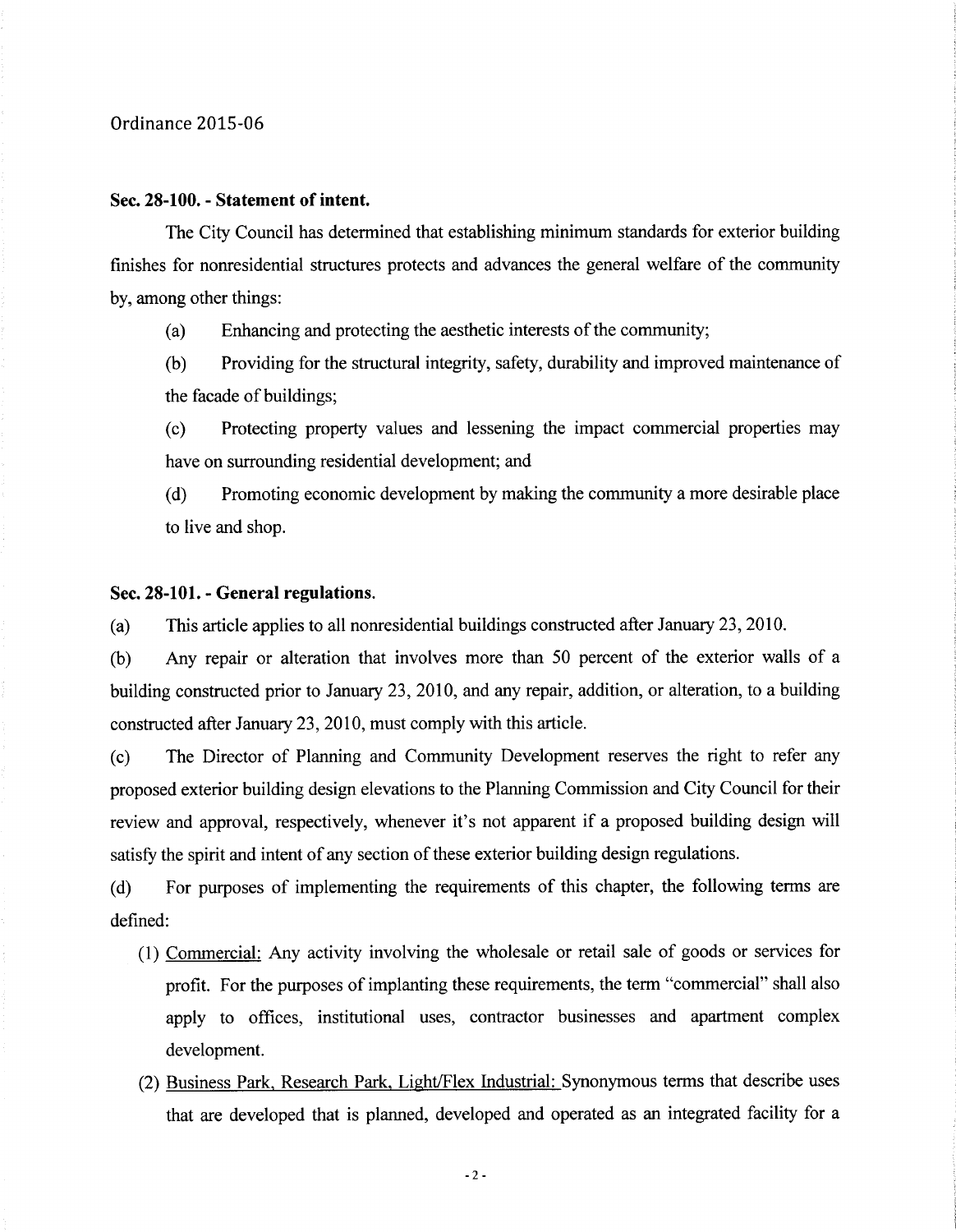Ordinance 2015-06

**Sec. 28-100. - Statement of intent.**

The City Council has determined that establishing minimum standards for exterior building finishes for nonresidential structures protects and advances the general welfare of the community by, among other things:

(a) Enhancing and protecting the aesthetic interests of the community;

(b) Providing for the structural integrity, safety, durability and improved maintenance of the facade of buildings;

(c) Protecting property values and lessening the impact commercial properties may have on surrounding residential development; and

(d) Promoting economic development by making the community a more desirable place to live and shop.

**Sec. 28-101. - General regulations.**

(a) This article applies to all nonresidential buildings constructed after January 23, 2010.

(b) Any repair or alteration that involves more than 50 percent of the exterior walls of a building constructed prior to January 23, 2010, and any repair, addition, or alteration, to a building constructed after January 23, 2010, must comply with this article.

(c) The Director of Planning and Community Development reserves the right to refer any proposed exterior building design elevations to the Planning Commission and City Council for their review and approval, respectively, whenever it's not apparent if a proposed building design will satisfy the spirit and intent of any section of these exterior building design regulations.

(d) For purposes of implementing the requirements of this chapter, the following terms are defined:

(1) Commercial: Any activity involving the wholesale or retail sale of goods or services for profit. For the purposes of implanting these requirements, the term "commercial" shall also apply to offices, institutional uses, contractor businesses and apartment complex development.

(2) Business Park, Research Park, Light/Flex Industrial: Synonymous terms that describe uses that are developed that is planned, developed and operated as an integrated facility for a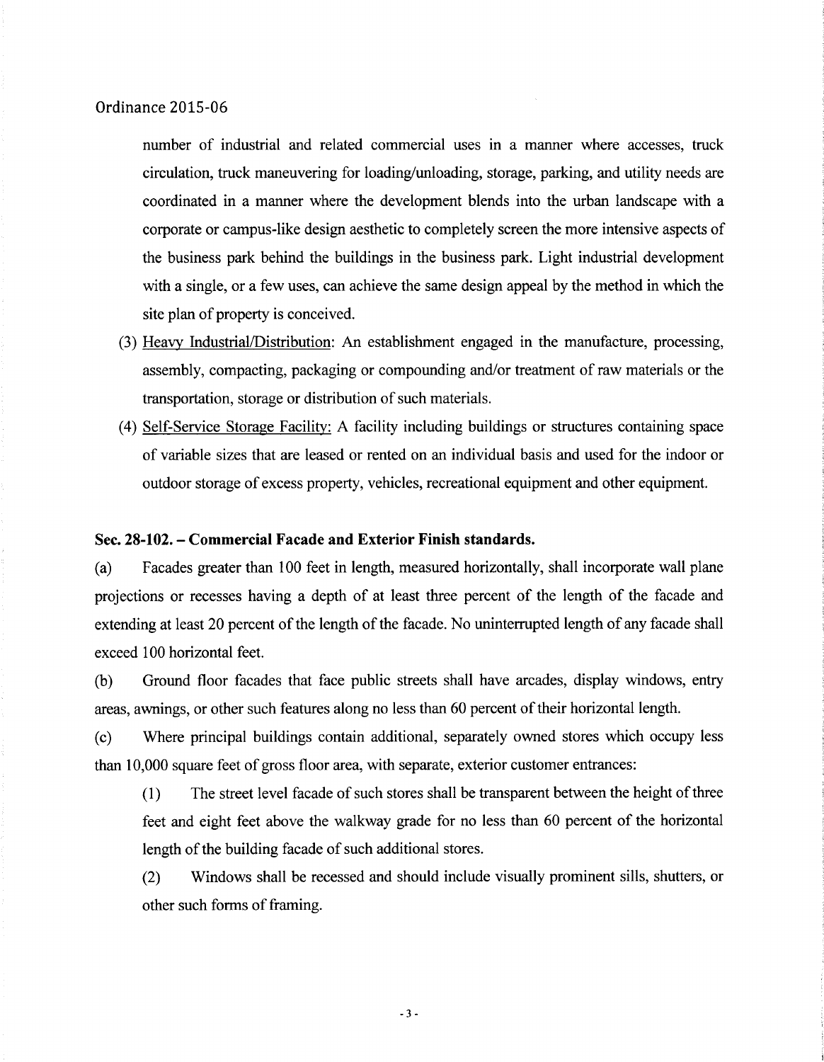number of industrial and related commercial uses in a manner where accesses, truck circulation, truck maneuvering for loading/unloading, storage, parking, and utility needs are coordinated in a manner where the development blends into the urban landscape with a corporate or campus-like design aesthetic to completely screen the more intensive aspects of the business park behind the buildings in the business park. Light industrial development with a single, or a few uses, can achieve the same design appeal by the method in which the site plan of property is conceived.

(3) Heavy Industrial/Distribution: An establishment engaged in the manufacture, processing, assembly, compacting, packaging or compounding and/or treatment of raw materials or the transportation, storage or distribution of such materials.

(4) Self-Service Storage Facility: A facility including buildings or structures containing space of variable sizes that are leased or rented on an individual basis and used for the indoor or outdoor storage of excess property, vehicles, recreational equipment and other equipment.

**Sec. 28-102. – Commercial Facade and Exterior Finish standards.**

(a) Facades greater than 100 feet in length, measured horizontally, shall incorporate wall plane projections or recesses having a depth of at least three percent of the length of the facade and extending at least 20 percent of the length of the facade. No uninterrupted length of any facade shall exceed 100 horizontal feet.

(b) Ground floor facades that face public streets shall have arcades, display windows, entry areas, awnings, or other such features along no less than 60 percent of their horizontal length.

(c) Where principal buildings contain additional, separately owned stores which occupy less than 10,000 square feet of gross floor area, with separate, exterior customer entrances:

(1) The street level facade of such stores shall be transparent between the height of three feet and eight feet above the walkway grade for no less than 60 percent of the horizontal length of the building facade of such additional stores.

(2) Windows shall be recessed and should include visually prominent sills, shutters, or other such forms of framing.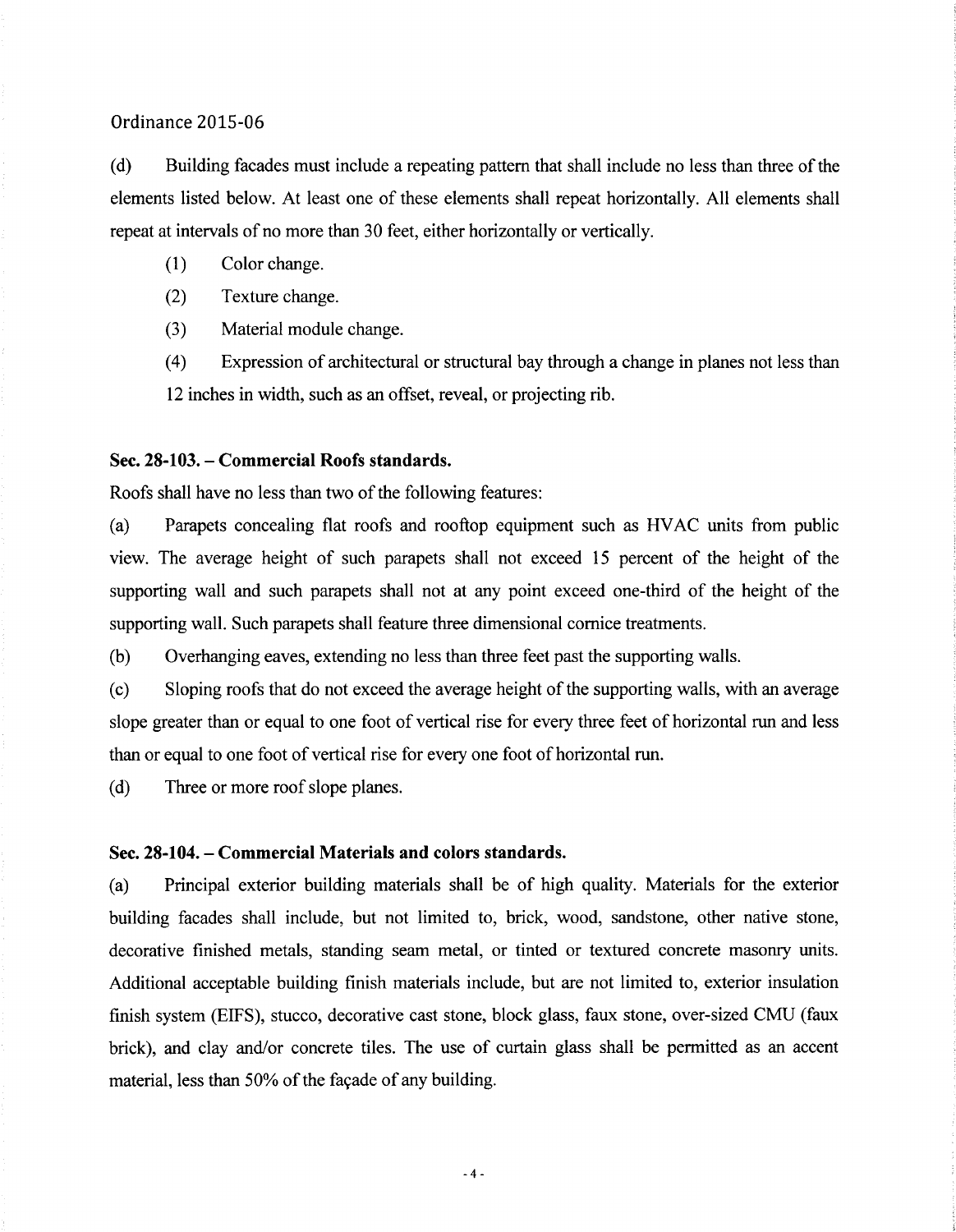Ordinance 2015-06

(d) Building facades must include a repeating pattern that shall include no less than three of the elements listed below. At least one of these elements shall repeat horizontally. All elements shall repeat at intervals of no more than 30 feet, either horizontally or vertically.

(1) Color change.

(2) Texture change.

(3) Material module change.

(4) Expression of architectural or structural bay through a change in planes not less than 12 inches in width, such as an offset, reveal, or projecting rib.

**Sec. 28-103. – Commercial Roofs standards.**

Roofs shall have no less than two of the following features:

(a) Parapets concealing flat roofs and rooftop equipment such as HVAC units from public view. The average height of such parapets shall not exceed 15 percent of the height of the supporting wall and such parapets shall not at any point exceed one-third of the height of the supporting wall. Such parapets shall feature three dimensional cornice treatments.

(b) Overhanging eaves, extending no less than three feet past the supporting walls.

(c) Sloping roofs that do not exceed the average height of the supporting walls, with an average slope greater than or equal to one foot of vertical rise for every three feet of horizontal run and less than or equal to one foot of vertical rise for every one foot of horizontal run.

(d) Three or more roof slope planes.

**Sec. 28-104. – Commercial Materials and colors standards.**

(a) Principal exterior building materials shall be of high quality. Materials for the exterior building facades shall include, but not limited to, brick, wood, sandstone, other native stone, decorative finished metals, standing seam metal, or tinted or textured concrete masonry units. Additional acceptable building finish materials include, but are not limited to, exterior insulation finish system (EIFS), stucco, decorative cast stone, block glass, faux stone, over-sized CMU (faux brick), and clay and/or concrete tiles. The use of curtain glass shall be permitted as an accent material, less than 50% of the façade of any building.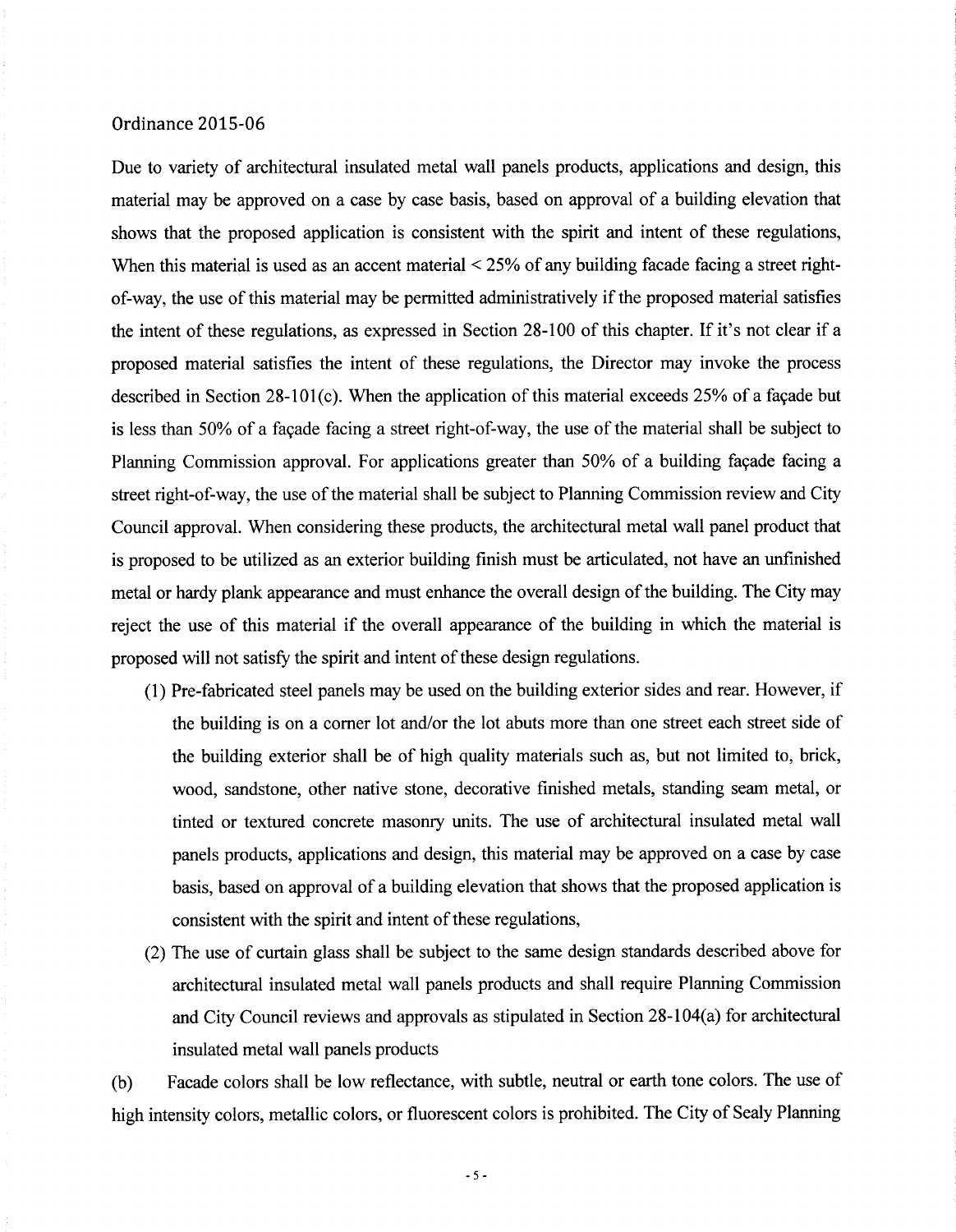Ordinance 2015-06

Due to variety of architectural insulated metal wall panels products, applications and design, this material may be approved on a case by case basis, based on approval of a building elevation that shows that the proposed application is consistent with the spirit and intent of these regulations, When this material is used as an accent material < 25% of any building facade facing a street right-of-way, the use of this material may be permitted administratively if the proposed material satisfies the intent of these regulations, as expressed in Section 28-100 of this chapter. If it's not clear if a proposed material satisfies the intent of these regulations, the Director may invoke the process described in Section 28-101(c). When the application of this material exceeds 25% of a façade but is less than 50% of a façade facing a street right-of-way, the use of the material shall be subject to Planning Commission approval. For applications greater than 50% of a building façade facing a street right-of-way, the use of the material shall be subject to Planning Commission review and City Council approval. When considering these products, the architectural metal wall panel product that is proposed to be utilized as an exterior building finish must be articulated, not have an unfinished metal or hardy plank appearance and must enhance the overall design of the building. The City may reject the use of this material if the overall appearance of the building in which the material is proposed will not satisfy the spirit and intent of these design regulations.

(1) Pre-fabricated steel panels may be used on the building exterior sides and rear. However, if the building is on a corner lot and/or the lot abuts more than one street each street side of the building exterior shall be of high quality materials such as, but not limited to, brick, wood, sandstone, other native stone, decorative finished metals, standing seam metal, or tinted or textured concrete masonry units. The use of architectural insulated metal wall panels products, applications and design, this material may be approved on a case by case basis, based on approval of a building elevation that shows that the proposed application is consistent with the spirit and intent of these regulations,

(2) The use of curtain glass shall be subject to the same design standards described above for architectural insulated metal wall panels products and shall require Planning Commission and City Council reviews and approvals as stipulated in Section 28-104(a) for architectural insulated metal wall panels products

(b) Facade colors shall be low reflectance, with subtle, neutral or earth tone colors. The use of high intensity colors, metallic colors, or fluorescent colors is prohibited. The City of Sealy Planning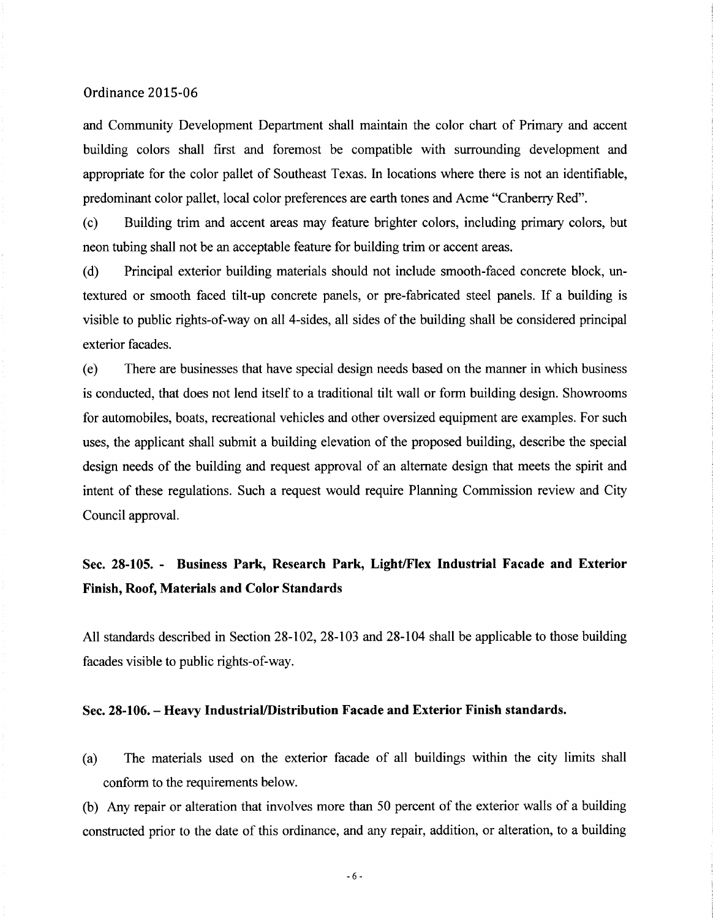and Community Development Department shall maintain the color chart of Primary and accent building colors shall first and foremost be compatible with surrounding development and appropriate for the color pallet of Southeast Texas. In locations where there is not an identifiable, predominant color pallet, local color preferences are earth tones and Acme "Cranberry Red".

(c) Building trim and accent areas may feature brighter colors, including primary colors, but neon tubing shall not be an acceptable feature for building trim or accent areas.

(d) Principal exterior building materials should not include smooth-faced concrete block, un-textured or smooth faced tilt-up concrete panels, or pre-fabricated steel panels. If a building is visible to public rights-of-way on all 4-sides, all sides of the building shall be considered principal exterior facades.

(e) There are businesses that have special design needs based on the manner in which business is conducted, that does not lend itself to a traditional tilt wall or form building design. Showrooms for automobiles, boats, recreational vehicles and other oversized equipment are examples. For such uses, the applicant shall submit a building elevation of the proposed building, describe the special design needs of the building and request approval of an alternate design that meets the spirit and intent of these regulations. Such a request would require Planning Commission review and City Council approval.

## Sec. 28-105. - Business Park, Research Park, Light/Flex Industrial Facade and Exterior Finish, Roof, Materials and Color Standards

All standards described in Section 28-102, 28-103 and 28-104 shall be applicable to those building facades visible to public rights-of-way.

## Sec. 28-106. – Heavy Industrial/Distribution Facade and Exterior Finish standards.

(a) The materials used on the exterior facade of all buildings within the city limits shall conform to the requirements below.

(b) Any repair or alteration that involves more than 50 percent of the exterior walls of a building constructed prior to the date of this ordinance, and any repair, addition, or alteration, to a building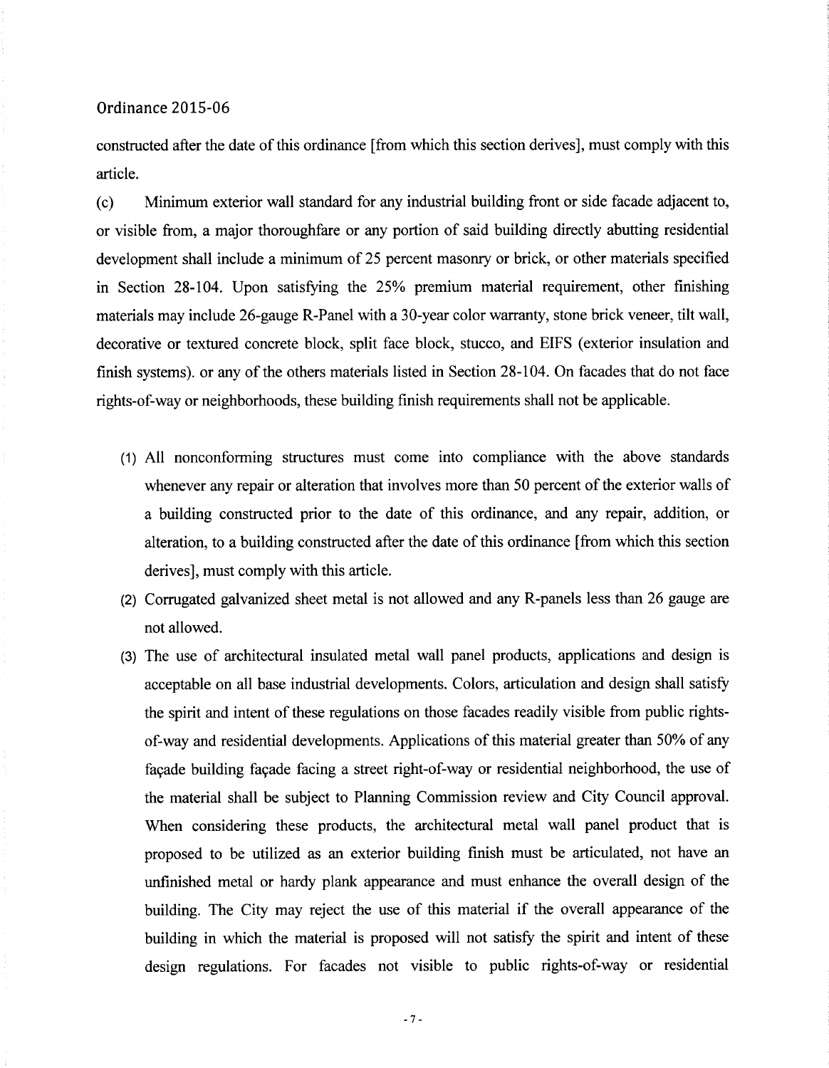constructed after the date of this ordinance [from which this section derives], must comply with this article.

(c) Minimum exterior wall standard for any industrial building front or side facade adjacent to, or visible from, a major thoroughfare or any portion of said building directly abutting residential development shall include a minimum of 25 percent masonry or brick, or other materials specified in Section 28-104. Upon satisfying the 25% premium material requirement, other finishing materials may include 26-gauge R-Panel with a 30-year color warranty, stone brick veneer, tilt wall, decorative or textured concrete block, split face block, stucco, and EIFS (exterior insulation and finish systems). or any of the others materials listed in Section 28-104. On facades that do not face rights-of-way or neighborhoods, these building finish requirements shall not be applicable.

(1) All nonconforming structures must come into compliance with the above standards whenever any repair or alteration that involves more than 50 percent of the exterior walls of a building constructed prior to the date of this ordinance, and any repair, addition, or alteration, to a building constructed after the date of this ordinance [from which this section derives], must comply with this article.

(2) Corrugated galvanized sheet metal is not allowed and any R-panels less than 26 gauge are not allowed.

(3) The use of architectural insulated metal wall panel products, applications and design is acceptable on all base industrial developments. Colors, articulation and design shall satisfy the spirit and intent of these regulations on those facades readily visible from public rights-of-way and residential developments. Applications of this material greater than 50% of any façade building façade facing a street right-of-way or residential neighborhood, the use of the material shall be subject to Planning Commission review and City Council approval. When considering these products, the architectural metal wall panel product that is proposed to be utilized as an exterior building finish must be articulated, not have an unfinished metal or hardy plank appearance and must enhance the overall design of the building. The City may reject the use of this material if the overall appearance of the building in which the material is proposed will not satisfy the spirit and intent of these design regulations. For facades not visible to public rights-of-way or residential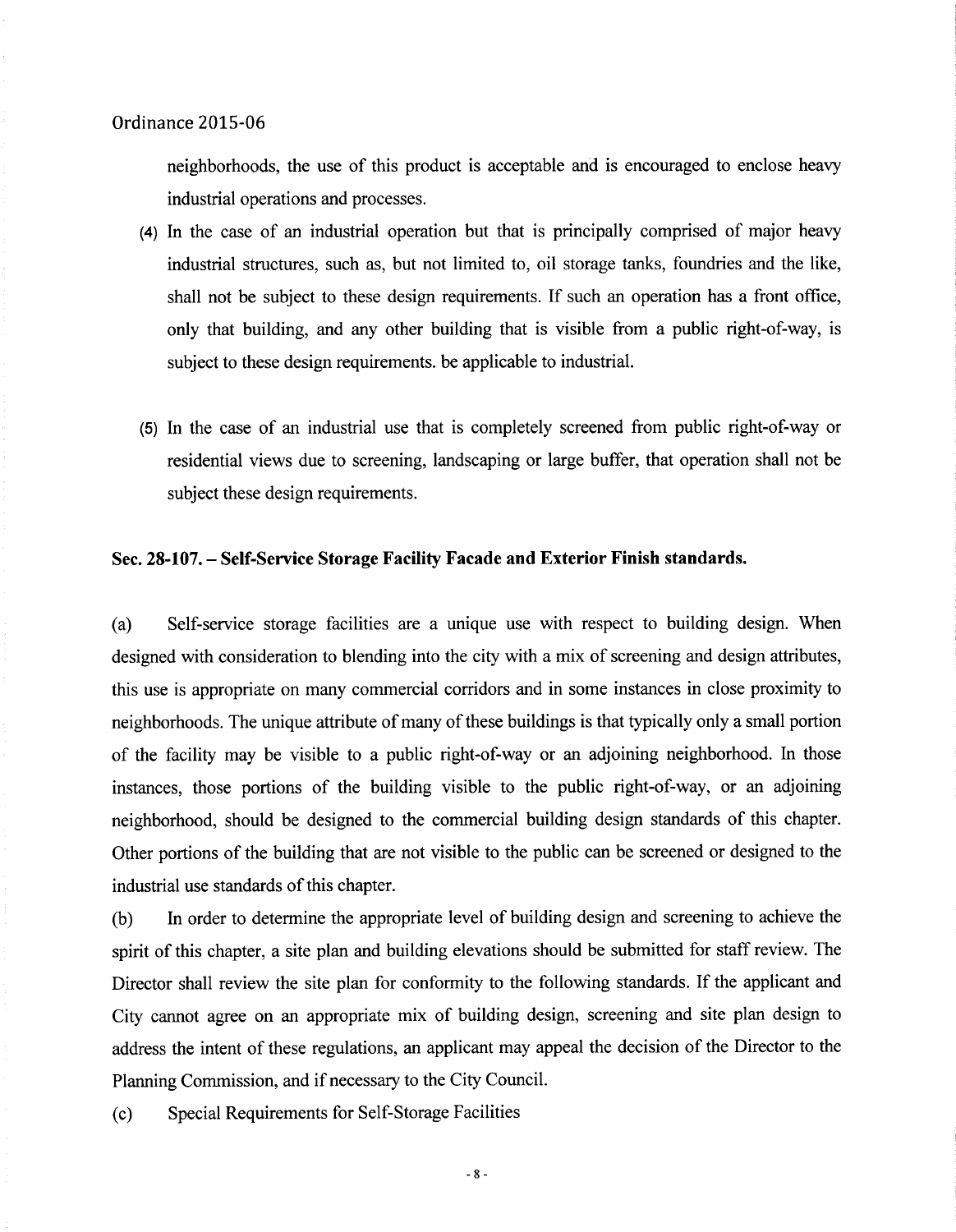neighborhoods, the use of this product is acceptable and is encouraged to enclose heavy industrial operations and processes.

(4) In the case of an industrial operation but that is principally comprised of major heavy industrial structures, such as, but not limited to, oil storage tanks, foundries and the like, shall not be subject to these design requirements. If such an operation has a front office, only that building, and any other building that is visible from a public right-of-way, is subject to these design requirements. be applicable to industrial.

(5) In the case of an industrial use that is completely screened from public right-of-way or residential views due to screening, landscaping or large buffer, that operation shall not be subject these design requirements.

**Sec. 28-107. – Self-Service Storage Facility Facade and Exterior Finish standards.**

(a) Self-service storage facilities are a unique use with respect to building design. When designed with consideration to blending into the city with a mix of screening and design attributes, this use is appropriate on many commercial corridors and in some instances in close proximity to neighborhoods. The unique attribute of many of these buildings is that typically only a small portion of the facility may be visible to a public right-of-way or an adjoining neighborhood. In those instances, those portions of the building visible to the public right-of-way, or an adjoining neighborhood, should be designed to the commercial building design standards of this chapter. Other portions of the building that are not visible to the public can be screened or designed to the industrial use standards of this chapter.

(b) In order to determine the appropriate level of building design and screening to achieve the spirit of this chapter, a site plan and building elevations should be submitted for staff review. The Director shall review the site plan for conformity to the following standards. If the applicant and City cannot agree on an appropriate mix of building design, screening and site plan design to address the intent of these regulations, an applicant may appeal the decision of the Director to the Planning Commission, and if necessary to the City Council.

(c) Special Requirements for Self-Storage Facilities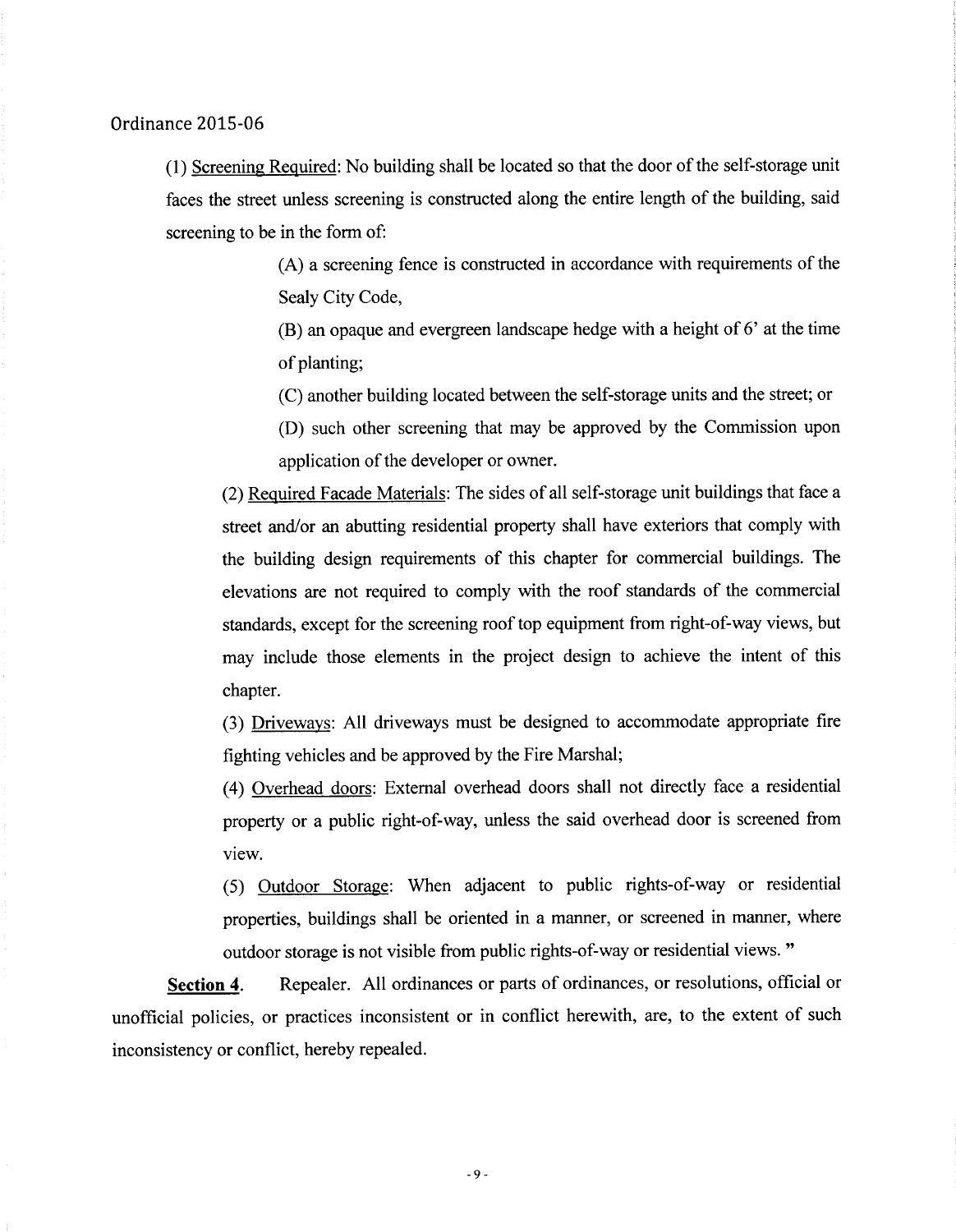(1) Screening Required: No building shall be located so that the door of the self-storage unit faces the street unless screening is constructed along the entire length of the building, said screening to be in the form of:

(A) a screening fence is constructed in accordance with requirements of the Sealy City Code,

(B) an opaque and evergreen landscape hedge with a height of 6' at the time of planting;

(C) another building located between the self-storage units and the street; or

(D) such other screening that may be approved by the Commission upon application of the developer or owner.

(2) Required Facade Materials: The sides of all self-storage unit buildings that face a street and/or an abutting residential property shall have exteriors that comply with the building design requirements of this chapter for commercial buildings. The elevations are not required to comply with the roof standards of the commercial standards, except for the screening roof top equipment from right-of-way views, but may include those elements in the project design to achieve the intent of this chapter.

(3) Driveways: All driveways must be designed to accommodate appropriate fire fighting vehicles and be approved by the Fire Marshal;

(4) Overhead doors: External overhead doors shall not directly face a residential property or a public right-of-way, unless the said overhead door is screened from view.

(5) Outdoor Storage: When adjacent to public rights-of-way or residential properties, buildings shall be oriented in a manner, or screened in manner, where outdoor storage is not visible from public rights-of-way or residential views. "

**Section 4.** Repealer. All ordinances or parts of ordinances, or resolutions, official or unofficial policies, or practices inconsistent or in conflict herewith, are, to the extent of such inconsistency or conflict, hereby repealed.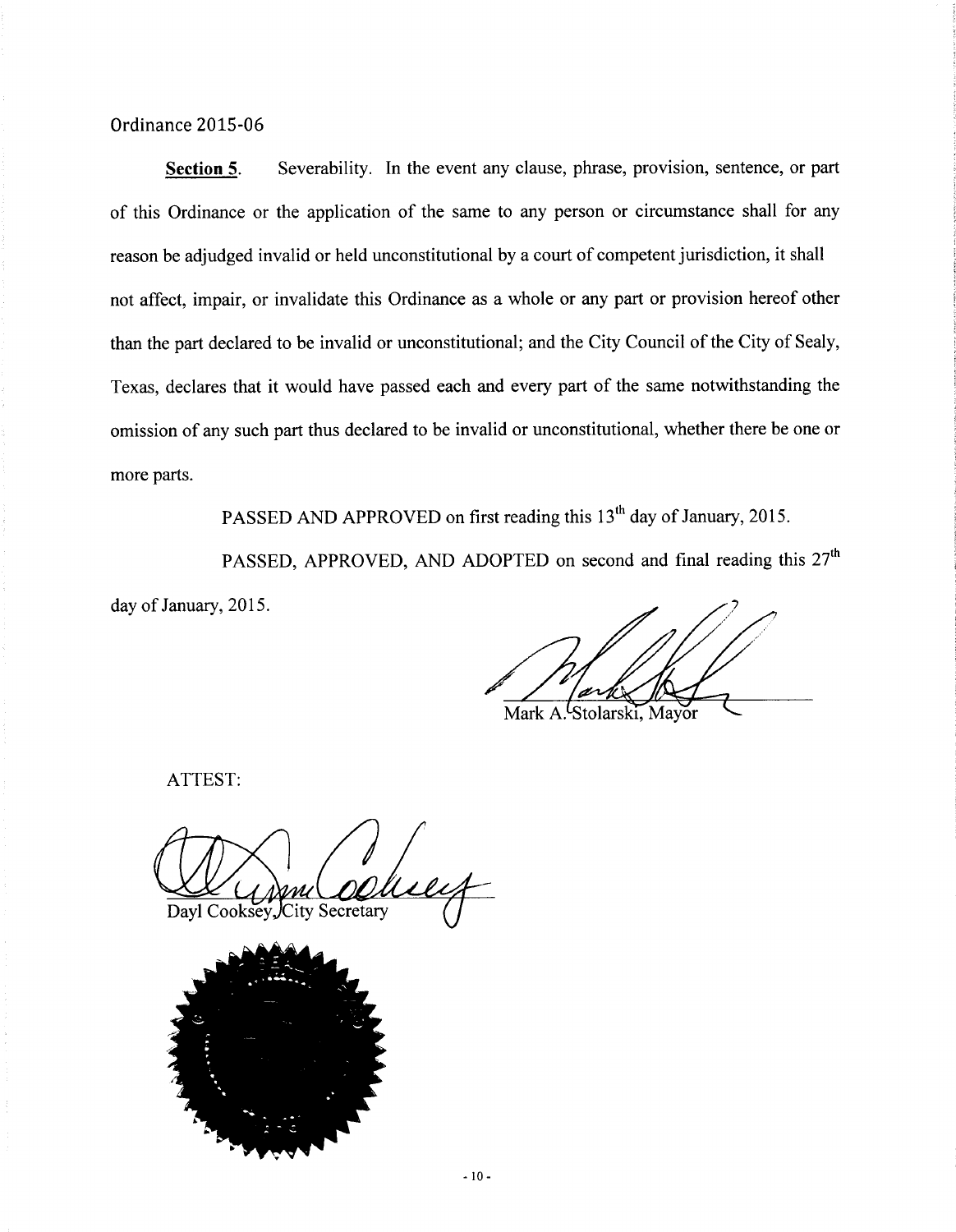Ordinance 2015-06

**Section 5.** Severability. In the event any clause, phrase, provision, sentence, or part of this Ordinance or the application of the same to any person or circumstance shall for any reason be adjudged invalid or held unconstitutional by a court of competent jurisdiction, it shall not affect, impair, or invalidate this Ordinance as a whole or any part or provision hereof other than the part declared to be invalid or unconstitutional; and the City Council of the City of Sealy, Texas, declares that it would have passed each and every part of the same notwithstanding the omission of any such part thus declared to be invalid or unconstitutional, whether there be one or more parts.

PASSED AND APPROVED on first reading this 13th day of January, 2015.

PASSED, APPROVED, AND ADOPTED on second and final reading this 27th day of January, 2015.

Mark A. Stolarski, Mayor

ATTEST:

Dayl Cooksey, City Secretary